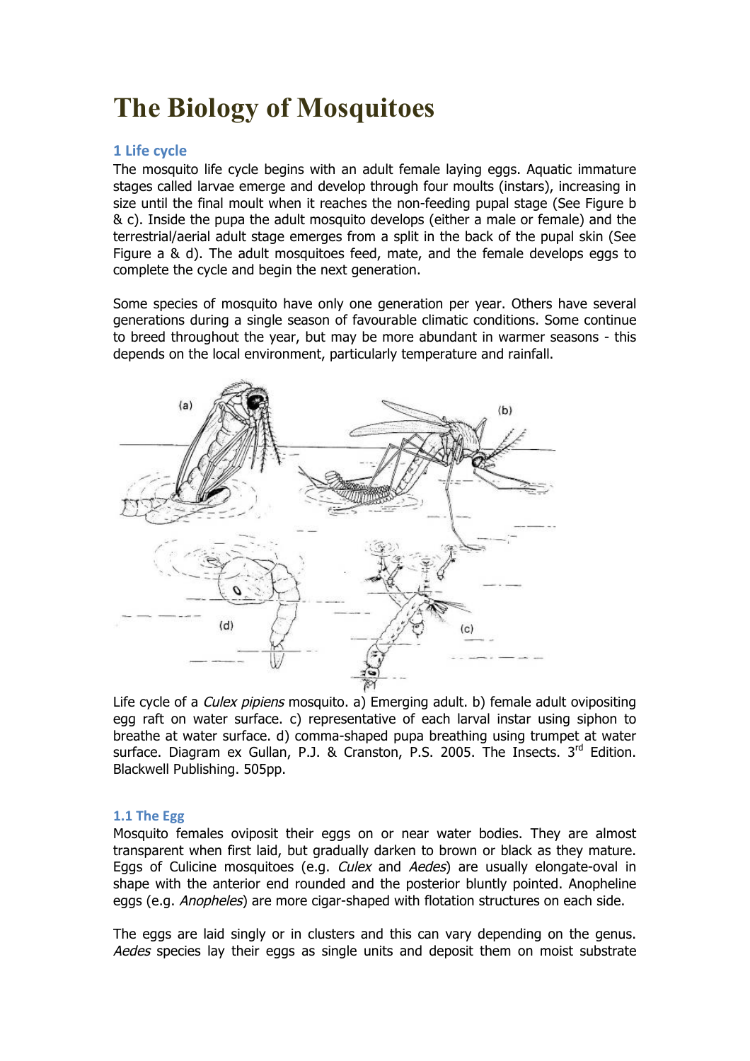# The Biology of Mosquitoes

## 1 Life cycle

The mosquito life cycle begins with an adult female laying eggs. Aquatic immature stages called larvae emerge and develop through four moults (instars), increasing in size until the final moult when it reaches the non-feeding pupal stage (See Figure b & c). Inside the pupa the adult mosquito develops (either a male or female) and the terrestrial/aerial adult stage emerges from a split in the back of the pupal skin (See Figure a & d). The adult mosquitoes feed, mate, and the female develops eggs to complete the cycle and begin the next generation.

Some species of mosquito have only one generation per year. Others have several generations during a single season of favourable climatic conditions. Some continue to breed throughout the year, but may be more abundant in warmer seasons - this depends on the local environment, particularly temperature and rainfall.

Life cycle of a *Culex pipiens* mosquito. a) Emerging adult. b) female adult ovipositing egg raft on water surface. c) representative of each larval instar using siphon to breathe at water surface. d) comma-shaped pupa breathing using trumpet at water surface. Diagram ex Gullan, P.J. & Cranston, P.S. 2005. The Insects. 3rd Edition. Blackwell Publishing. 505pp.

### 1.1 The Egg

Mosquito females oviposit their eggs on or near water bodies. They are almost transparent when first laid, but gradually darken to brown or black as they mature. Eggs of Culicine mosquitoes (e.g. *Culex* and *Aedes*) are usually elongate-oval in shape with the anterior end rounded and the posterior bluntly pointed. Anopheline eggs (e.g. *Anopheles*) are more cigar-shaped with flotation structures on each side.

The eggs are laid singly or in clusters and this can vary depending on the genus. *Aedes* species lay their eggs as single units and deposit them on moist substrate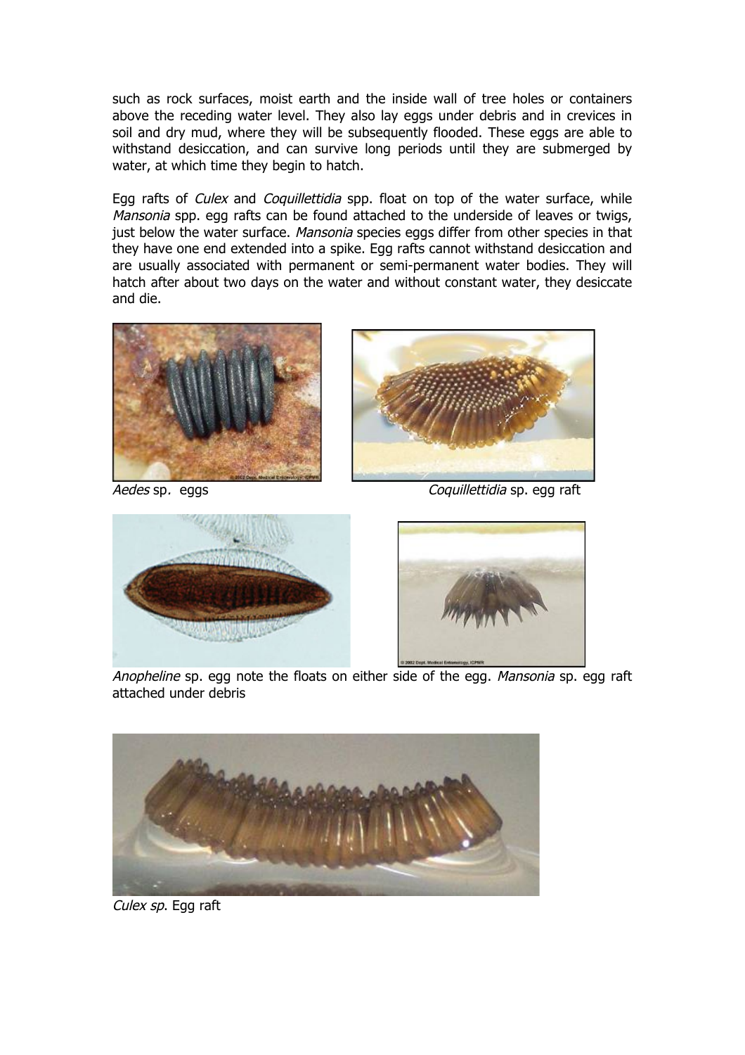such as rock surfaces, moist earth and the inside wall of tree holes or containers above the receding water level. They also lay eggs under debris and in crevices in soil and dry mud, where they will be subsequently flooded. These eggs are able to withstand desiccation, and can survive long periods until they are submerged by water, at which time they begin to hatch.

Egg rafts of *Culex* and *Coquillettidia* spp. float on top of the water surface, while *Mansonia* spp. egg rafts can be found attached to the underside of leaves or twigs, just below the water surface. *Mansonia* species eggs differ from other species in that they have one end extended into a spike. Egg rafts cannot withstand desiccation and are usually associated with permanent or semi-permanent water bodies. They will hatch after about two days on the water and without constant water, they desiccate and die.

*Aedes* sp. eggs

*Coquillettidia* sp. egg raft

*Anopheline* sp. egg note the floats on either side of the egg. *Mansonia* sp. egg raft attached under debris

*Culex sp*. Egg raft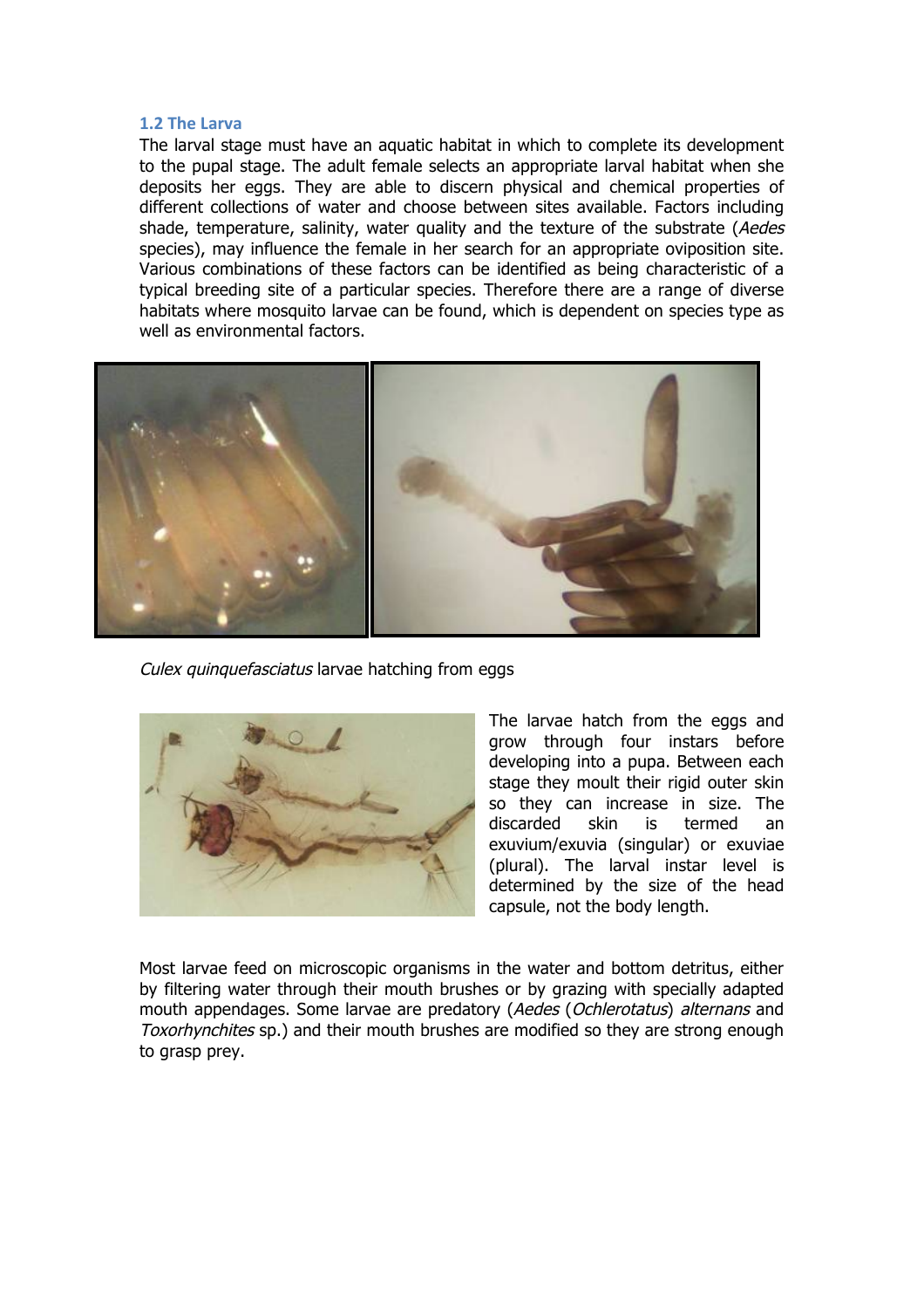### 1.2 The Larva

The larval stage must have an aquatic habitat in which to complete its development to the pupal stage. The adult female selects an appropriate larval habitat when she deposits her eggs. They are able to discern physical and chemical properties of different collections of water and choose between sites available. Factors including shade, temperature, salinity, water quality and the texture of the substrate (*Aedes* species), may influence the female in her search for an appropriate oviposition site. Various combinations of these factors can be identified as being characteristic of a typical breeding site of a particular species. Therefore there are a range of diverse habitats where mosquito larvae can be found, which is dependent on species type as well as environmental factors.

*Culex quinquefasciatus* larvae hatching from eggs

The larvae hatch from the eggs and grow through four instars before developing into a pupa. Between each stage they moult their rigid outer skin so they can increase in size. The discarded skin is termed an exuvium/exuvia (singular) or exuviae (plural). The larval instar level is determined by the size of the head capsule, not the body length.

Most larvae feed on microscopic organisms in the water and bottom detritus, either by filtering water through their mouth brushes or by grazing with specially adapted mouth appendages. Some larvae are predatory (*Aedes* (*Ochlerotatus*) *alternans* and *Toxorhynchites* sp.) and their mouth brushes are modified so they are strong enough to grasp prey.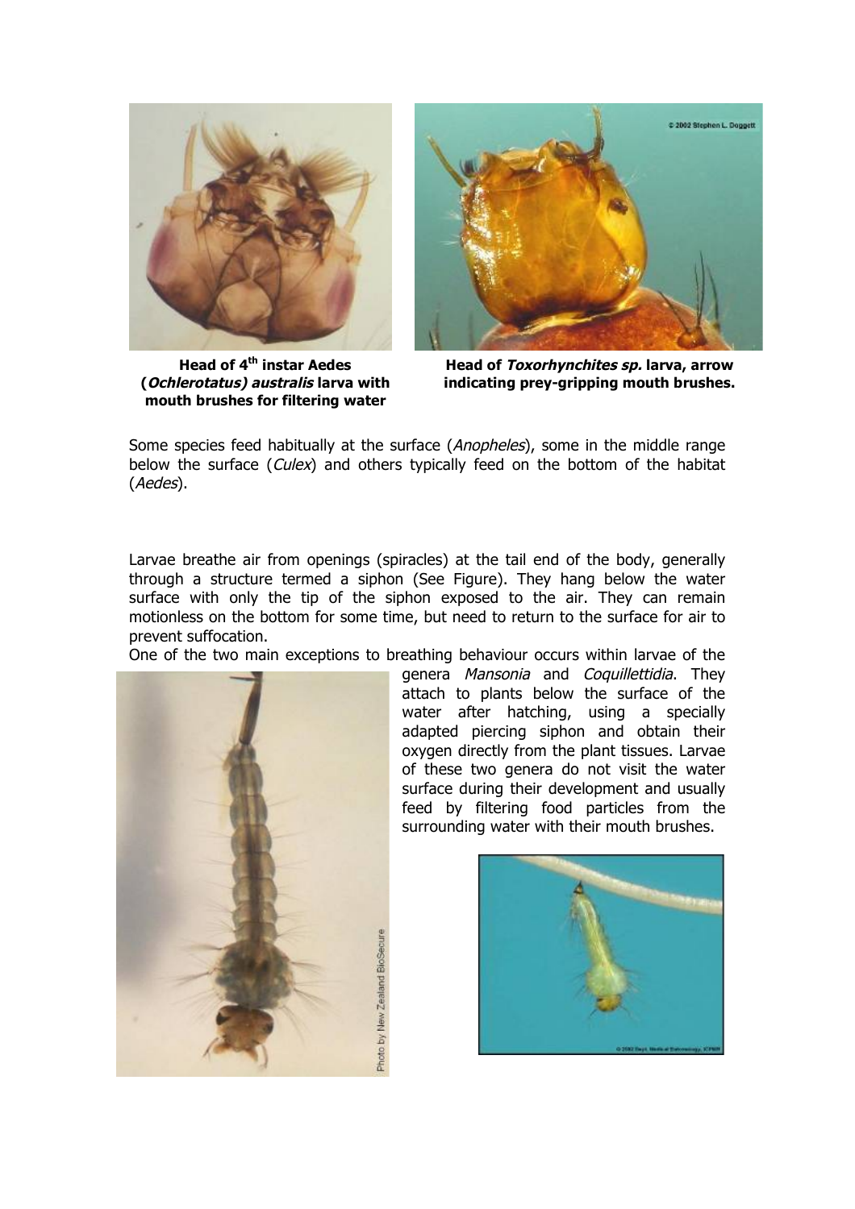**Head of 4th instar Aedes (*Ochlerotatus) australis* larva with mouth brushes for filtering water**

**Head of *Toxorhynchites sp.* larva, arrow indicating prey-gripping mouth brushes.**

Some species feed habitually at the surface (*Anopheles*), some in the middle range below the surface (*Culex*) and others typically feed on the bottom of the habitat (*Aedes*).

Larvae breathe air from openings (spiracles) at the tail end of the body, generally through a structure termed a siphon (See Figure). They hang below the water surface with only the tip of the siphon exposed to the air. They can remain motionless on the bottom for some time, but need to return to the surface for air to prevent suffocation.

One of the two main exceptions to breathing behaviour occurs within larvae of the genera *Mansonia* and *Coquillettidia*. They attach to plants below the surface of the water after hatching, using a specially adapted piercing siphon and obtain their oxygen directly from the plant tissues. Larvae of these two genera do not visit the water surface during their development and usually feed by filtering food particles from the surrounding water with their mouth brushes.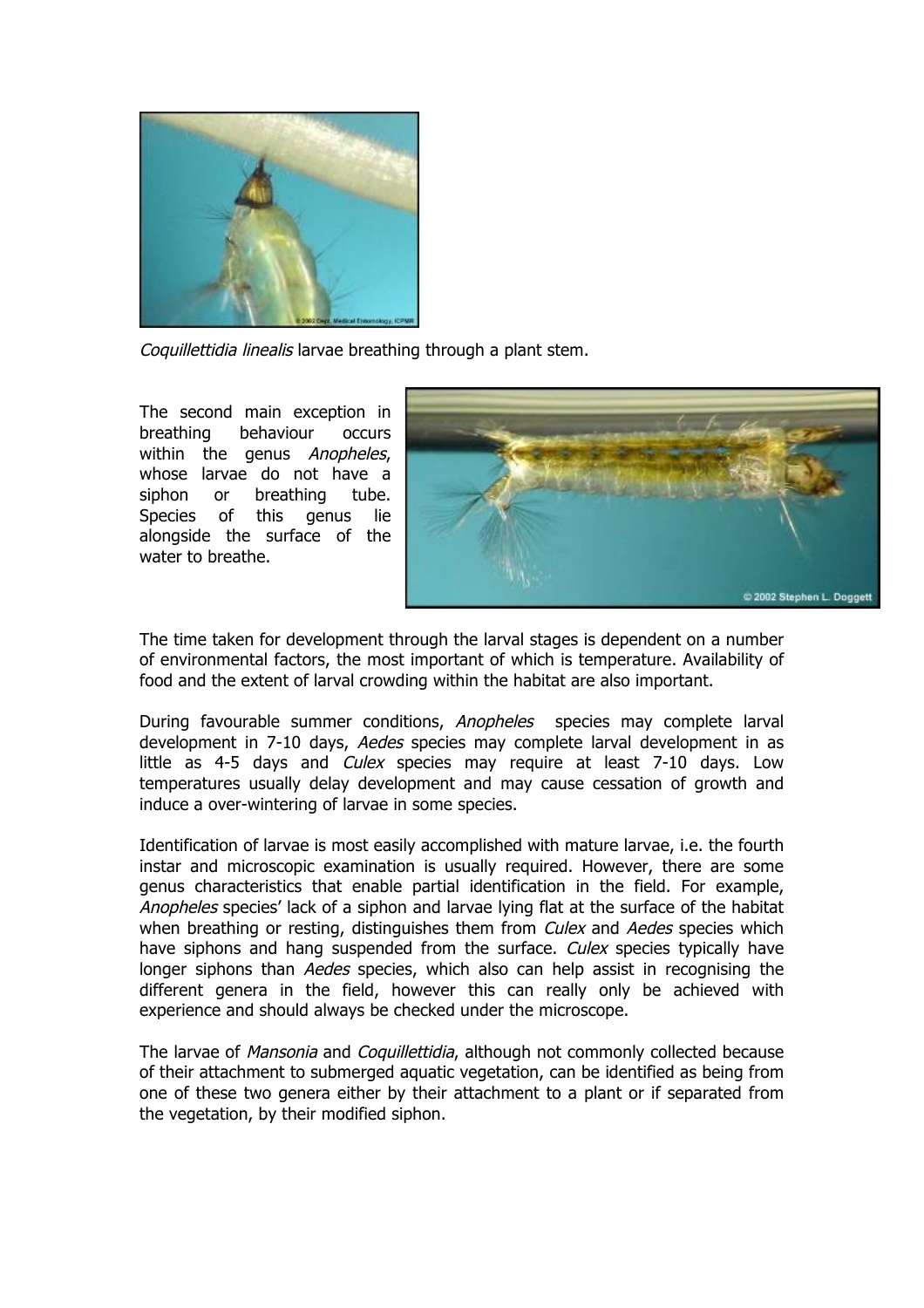*Coquillettidia linealis* larvae breathing through a plant stem.

The second main exception in breathing behaviour occurs within the genus *Anopheles*, whose larvae do not have a siphon or breathing tube. Species of this genus lie alongside the surface of the water to breathe.

The time taken for development through the larval stages is dependent on a number of environmental factors, the most important of which is temperature. Availability of food and the extent of larval crowding within the habitat are also important.

During favourable summer conditions, *Anopheles* species may complete larval development in 7-10 days, *Aedes* species may complete larval development in as little as 4-5 days and *Culex* species may require at least 7-10 days. Low temperatures usually delay development and may cause cessation of growth and induce a over-wintering of larvae in some species.

Identification of larvae is most easily accomplished with mature larvae, i.e. the fourth instar and microscopic examination is usually required. However, there are some genus characteristics that enable partial identification in the field. For example, *Anopheles* species' lack of a siphon and larvae lying flat at the surface of the habitat when breathing or resting, distinguishes them from *Culex* and *Aedes* species which have siphons and hang suspended from the surface. *Culex* species typically have longer siphons than *Aedes* species, which also can help assist in recognising the different genera in the field, however this can really only be achieved with experience and should always be checked under the microscope.

The larvae of *Mansonia* and *Coquillettidia*, although not commonly collected because of their attachment to submerged aquatic vegetation, can be identified as being from one of these two genera either by their attachment to a plant or if separated from the vegetation, by their modified siphon.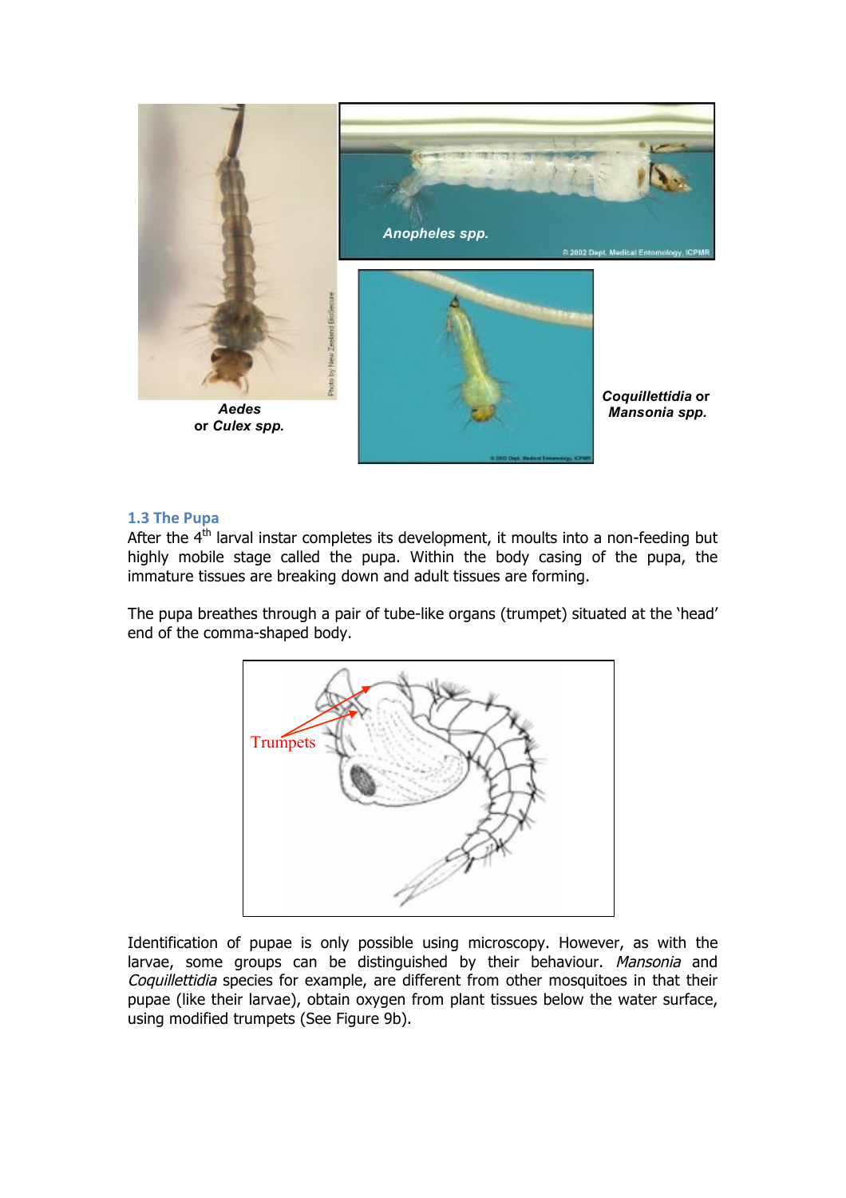*Aedes*
or *Culex spp.*

*Anopheles spp.*

*Coquillettidia* or *Mansonia spp.*

### 1.3 The Pupa

After the 4th larval instar completes its development, it moults into a non-feeding but highly mobile stage called the pupa. Within the body casing of the pupa, the immature tissues are breaking down and adult tissues are forming.

The pupa breathes through a pair of tube-like organs (trumpet) situated at the 'head' end of the comma-shaped body.

Trumpets

Identification of pupae is only possible using microscopy. However, as with the larvae, some groups can be distinguished by their behaviour. *Mansonia* and *Coquillettidia* species for example, are different from other mosquitoes in that their pupae (like their larvae), obtain oxygen from plant tissues below the water surface, using modified trumpets (See Figure 9b).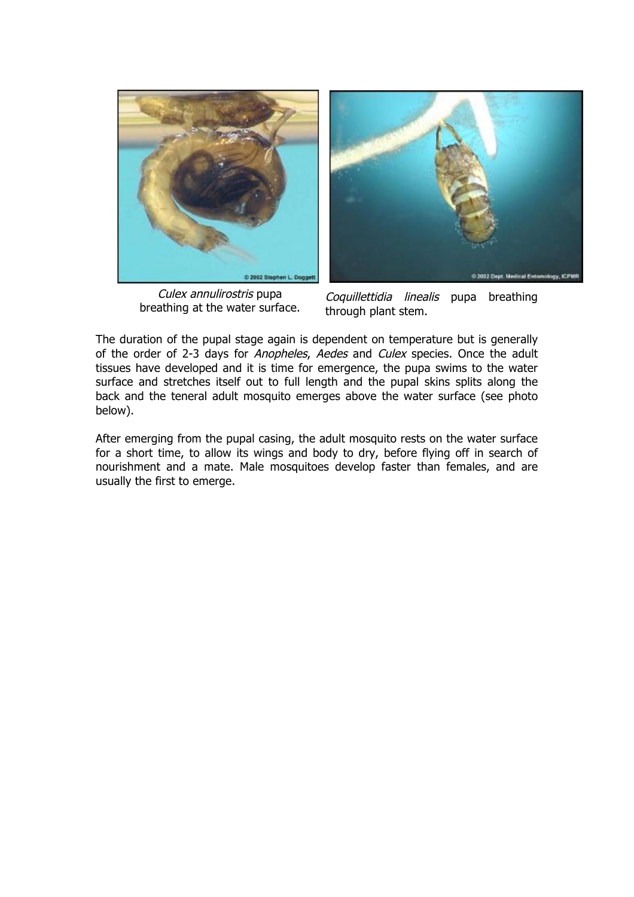*Culex annulirostris* pupa breathing at the water surface.

*Coquillettidia linealis* pupa breathing through plant stem.

The duration of the pupal stage again is dependent on temperature but is generally of the order of 2-3 days for *Anopheles*, *Aedes* and *Culex* species. Once the adult tissues have developed and it is time for emergence, the pupa swims to the water surface and stretches itself out to full length and the pupal skins splits along the back and the teneral adult mosquito emerges above the water surface (see photo below).

After emerging from the pupal casing, the adult mosquito rests on the water surface for a short time, to allow its wings and body to dry, before flying off in search of nourishment and a mate. Male mosquitoes develop faster than females, and are usually the first to emerge.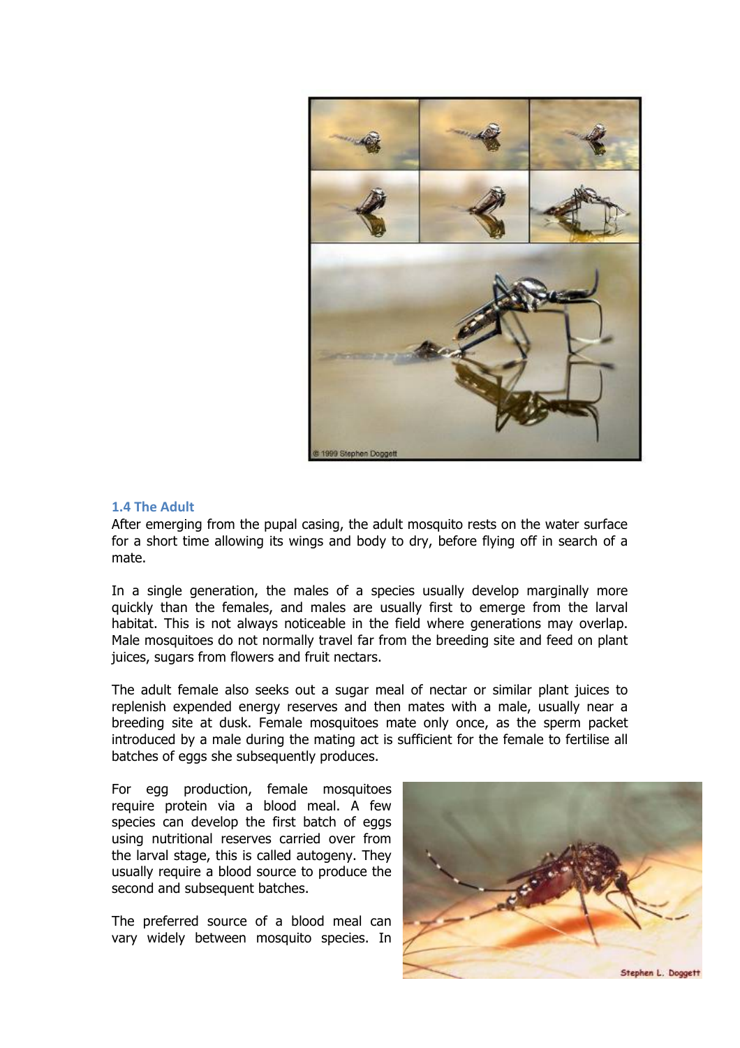## 1.4 The Adult

After emerging from the pupal casing, the adult mosquito rests on the water surface for a short time allowing its wings and body to dry, before flying off in search of a mate.

In a single generation, the males of a species usually develop marginally more quickly than the females, and males are usually first to emerge from the larval habitat. This is not always noticeable in the field where generations may overlap. Male mosquitoes do not normally travel far from the breeding site and feed on plant juices, sugars from flowers and fruit nectars.

The adult female also seeks out a sugar meal of nectar or similar plant juices to replenish expended energy reserves and then mates with a male, usually near a breeding site at dusk. Female mosquitoes mate only once, as the sperm packet introduced by a male during the mating act is sufficient for the female to fertilise all batches of eggs she subsequently produces.

For egg production, female mosquitoes require protein via a blood meal. A few species can develop the first batch of eggs using nutritional reserves carried over from the larval stage, this is called autogeny. They usually require a blood source to produce the second and subsequent batches.

The preferred source of a blood meal can vary widely between mosquito species. In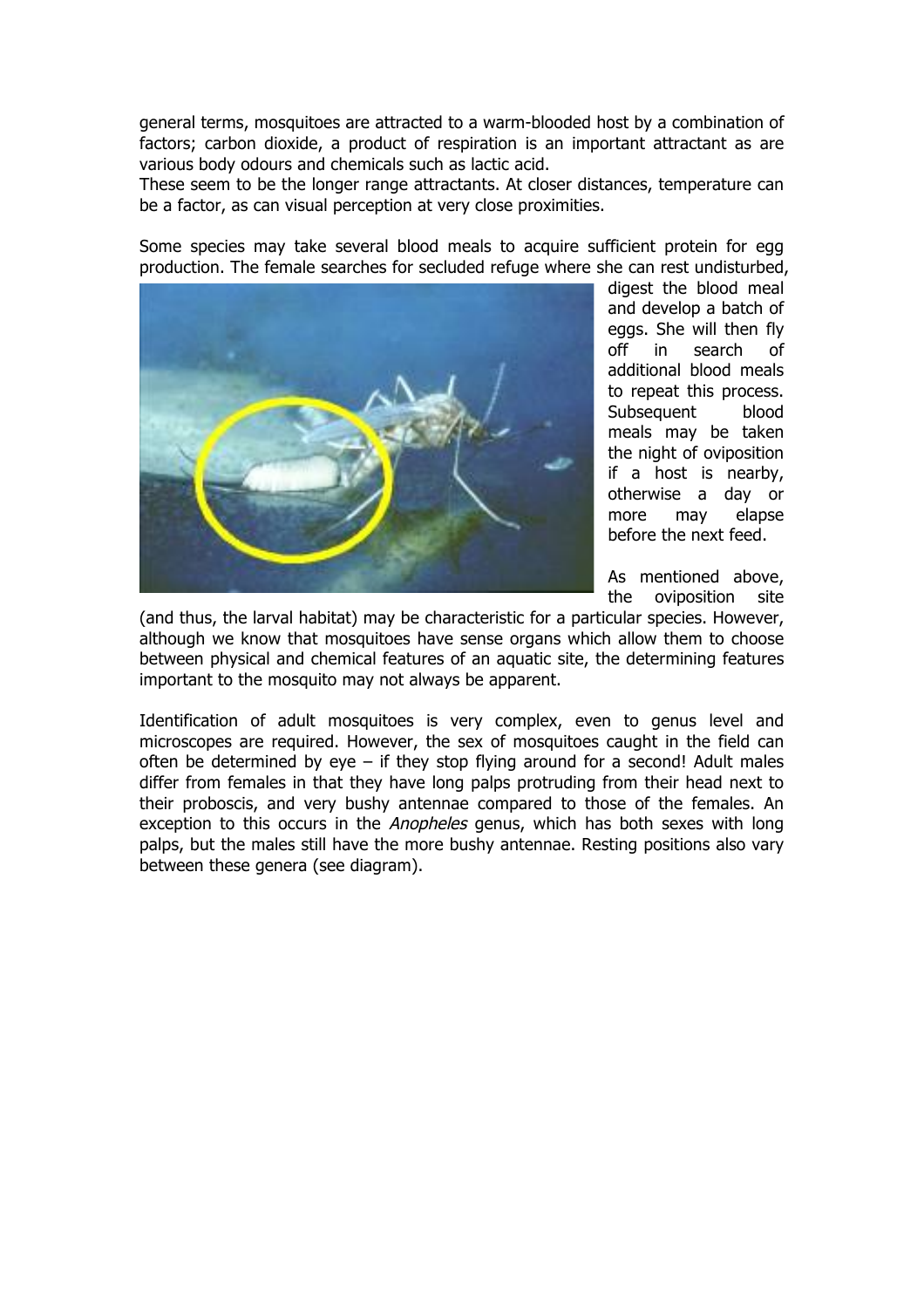general terms, mosquitoes are attracted to a warm-blooded host by a combination of factors; carbon dioxide, a product of respiration is an important attractant as are various body odours and chemicals such as lactic acid.
These seem to be the longer range attractants. At closer distances, temperature can be a factor, as can visual perception at very close proximities.

Some species may take several blood meals to acquire sufficient protein for egg production. The female searches for secluded refuge where she can rest undisturbed, digest the blood meal and develop a batch of eggs. She will then fly off in search of additional blood meals to repeat this process. Subsequent blood meals may be taken the night of oviposition if a host is nearby, otherwise a day or more may elapse before the next feed.

As mentioned above, the oviposition site (and thus, the larval habitat) may be characteristic for a particular species. However, although we know that mosquitoes have sense organs which allow them to choose between physical and chemical features of an aquatic site, the determining features important to the mosquito may not always be apparent.

Identification of adult mosquitoes is very complex, even to genus level and microscopes are required. However, the sex of mosquitoes caught in the field can often be determined by eye – if they stop flying around for a second! Adult males differ from females in that they have long palps protruding from their head next to their proboscis, and very bushy antennae compared to those of the females. An exception to this occurs in the *Anopheles* genus, which has both sexes with long palps, but the males still have the more bushy antennae. Resting positions also vary between these genera (see diagram).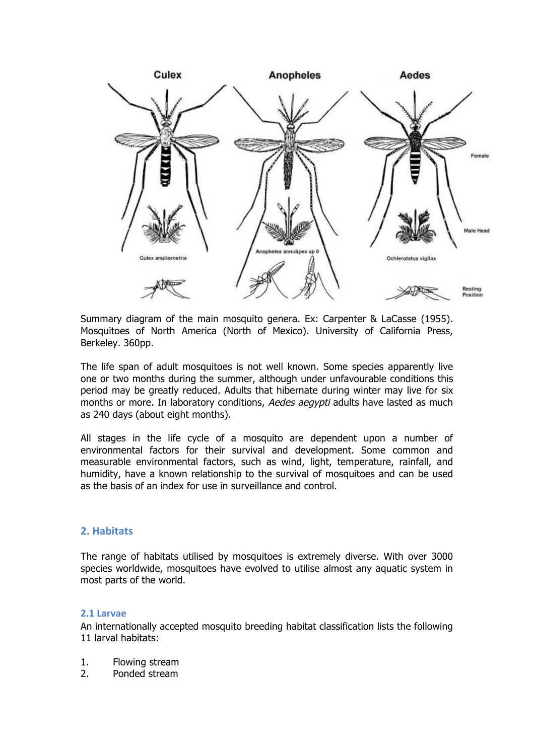Summary diagram of the main mosquito genera. Ex: Carpenter & LaCasse (1955). Mosquitoes of North America (North of Mexico). University of California Press, Berkeley. 360pp.

The life span of adult mosquitoes is not well known. Some species apparently live one or two months during the summer, although under unfavourable conditions this period may be greatly reduced. Adults that hibernate during winter may live for six months or more. In laboratory conditions, *Aedes aegypti* adults have lasted as much as 240 days (about eight months).

All stages in the life cycle of a mosquito are dependent upon a number of environmental factors for their survival and development. Some common and measurable environmental factors, such as wind, light, temperature, rainfall, and humidity, have a known relationship to the survival of mosquitoes and can be used as the basis of an index for use in surveillance and control.

## 2. Habitats

The range of habitats utilised by mosquitoes is extremely diverse. With over 3000 species worldwide, mosquitoes have evolved to utilise almost any aquatic system in most parts of the world.

### 2.1 Larvae

An internationally accepted mosquito breeding habitat classification lists the following 11 larval habitats:

1. Flowing stream
2. Ponded stream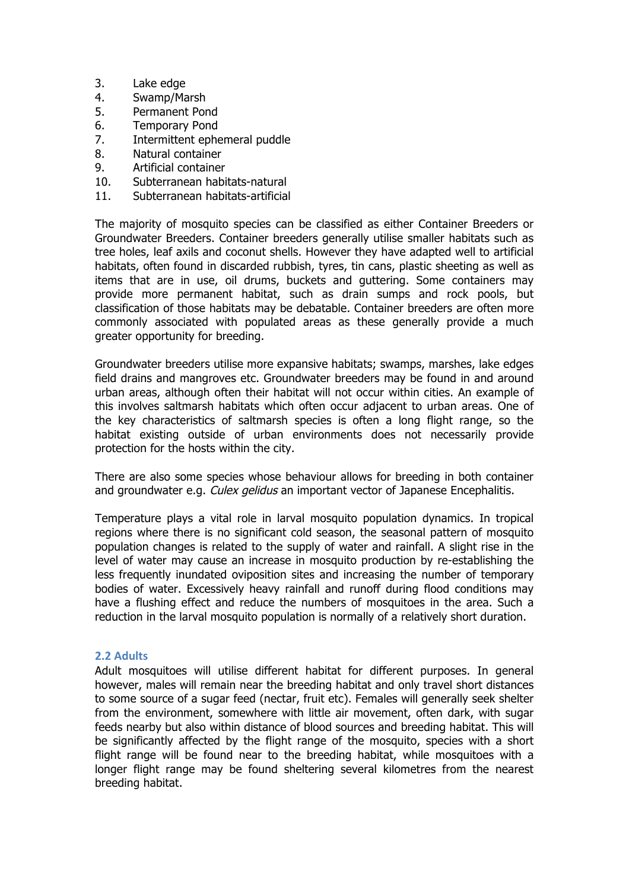3. Lake edge
4. Swamp/Marsh
5. Permanent Pond
6. Temporary Pond
7. Intermittent ephemeral puddle
8. Natural container
9. Artificial container
10. Subterranean habitats-natural
11. Subterranean habitats-artificial

The majority of mosquito species can be classified as either Container Breeders or Groundwater Breeders. Container breeders generally utilise smaller habitats such as tree holes, leaf axils and coconut shells. However they have adapted well to artificial habitats, often found in discarded rubbish, tyres, tin cans, plastic sheeting as well as items that are in use, oil drums, buckets and guttering. Some containers may provide more permanent habitat, such as drain sumps and rock pools, but classification of those habitats may be debatable. Container breeders are often more commonly associated with populated areas as these generally provide a much greater opportunity for breeding.

Groundwater breeders utilise more expansive habitats; swamps, marshes, lake edges field drains and mangroves etc. Groundwater breeders may be found in and around urban areas, although often their habitat will not occur within cities. An example of this involves saltmarsh habitats which often occur adjacent to urban areas. One of the key characteristics of saltmarsh species is often a long flight range, so the habitat existing outside of urban environments does not necessarily provide protection for the hosts within the city.

There are also some species whose behaviour allows for breeding in both container and groundwater e.g. *Culex gelidus* an important vector of Japanese Encephalitis.

Temperature plays a vital role in larval mosquito population dynamics. In tropical regions where there is no significant cold season, the seasonal pattern of mosquito population changes is related to the supply of water and rainfall. A slight rise in the level of water may cause an increase in mosquito production by re-establishing the less frequently inundated oviposition sites and increasing the number of temporary bodies of water. Excessively heavy rainfall and runoff during flood conditions may have a flushing effect and reduce the numbers of mosquitoes in the area. Such a reduction in the larval mosquito population is normally of a relatively short duration.

### 2.2 Adults

Adult mosquitoes will utilise different habitat for different purposes. In general however, males will remain near the breeding habitat and only travel short distances to some source of a sugar feed (nectar, fruit etc). Females will generally seek shelter from the environment, somewhere with little air movement, often dark, with sugar feeds nearby but also within distance of blood sources and breeding habitat. This will be significantly affected by the flight range of the mosquito, species with a short flight range will be found near to the breeding habitat, while mosquitoes with a longer flight range may be found sheltering several kilometres from the nearest breeding habitat.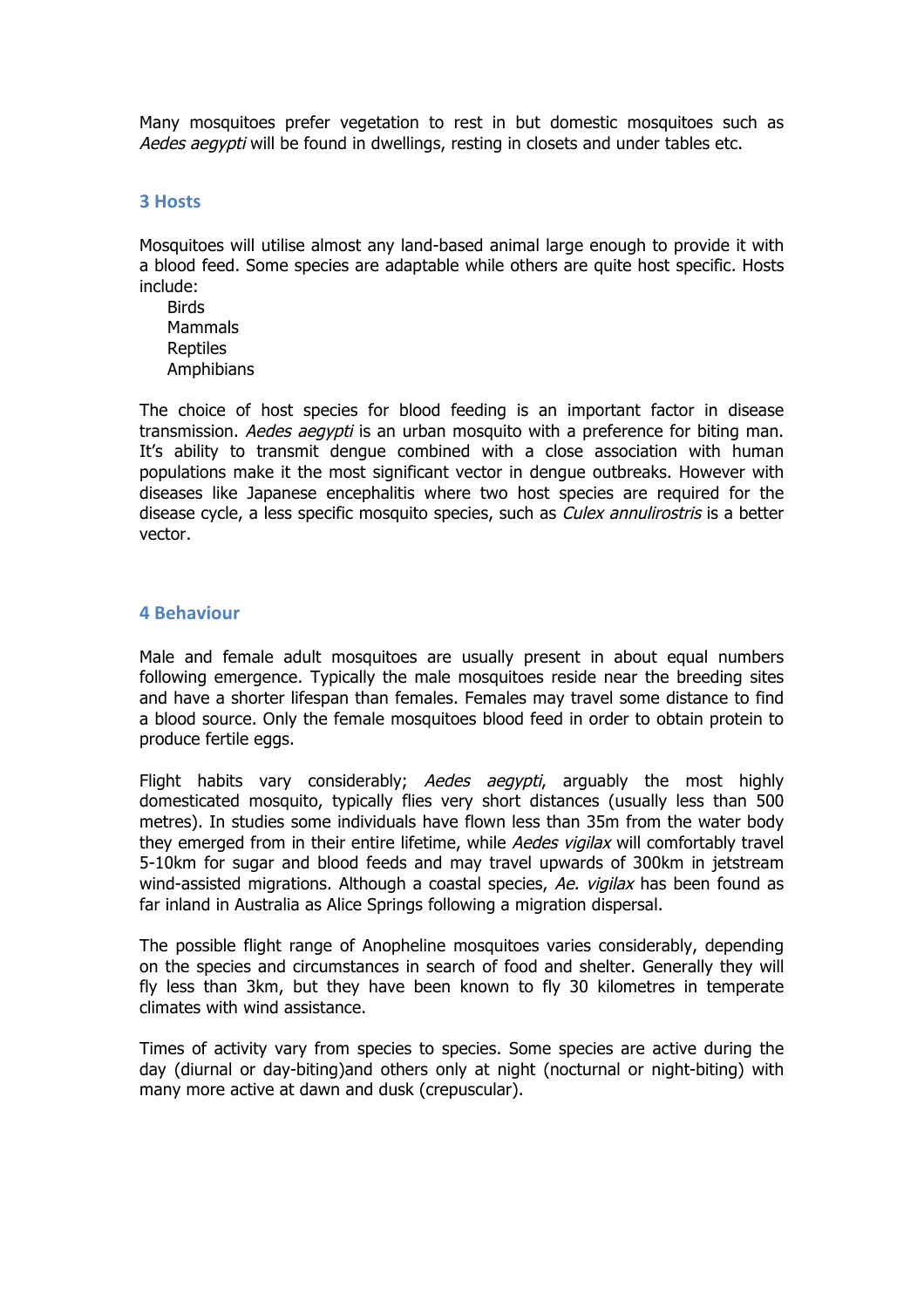Many mosquitoes prefer vegetation to rest in but domestic mosquitoes such as *Aedes aegypti* will be found in dwellings, resting in closets and under tables etc.

## 3 Hosts

Mosquitoes will utilise almost any land-based animal large enough to provide it with a blood feed. Some species are adaptable while others are quite host specific. Hosts include:

- Birds
- Mammals
- Reptiles
- Amphibians

The choice of host species for blood feeding is an important factor in disease transmission. *Aedes aegypti* is an urban mosquito with a preference for biting man. It's ability to transmit dengue combined with a close association with human populations make it the most significant vector in dengue outbreaks. However with diseases like Japanese encephalitis where two host species are required for the disease cycle, a less specific mosquito species, such as *Culex annulirostris* is a better vector.

## 4 Behaviour

Male and female adult mosquitoes are usually present in about equal numbers following emergence. Typically the male mosquitoes reside near the breeding sites and have a shorter lifespan than females. Females may travel some distance to find a blood source. Only the female mosquitoes blood feed in order to obtain protein to produce fertile eggs.

Flight habits vary considerably; *Aedes aegypti*, arguably the most highly domesticated mosquito, typically flies very short distances (usually less than 500 metres). In studies some individuals have flown less than 35m from the water body they emerged from in their entire lifetime, while *Aedes vigilax* will comfortably travel 5-10km for sugar and blood feeds and may travel upwards of 300km in jetstream wind-assisted migrations. Although a coastal species, *Ae. vigilax* has been found as far inland in Australia as Alice Springs following a migration dispersal.

The possible flight range of Anopheline mosquitoes varies considerably, depending on the species and circumstances in search of food and shelter. Generally they will fly less than 3km, but they have been known to fly 30 kilometres in temperate climates with wind assistance.

Times of activity vary from species to species. Some species are active during the day (diurnal or day-biting)and others only at night (nocturnal or night-biting) with many more active at dawn and dusk (crepuscular).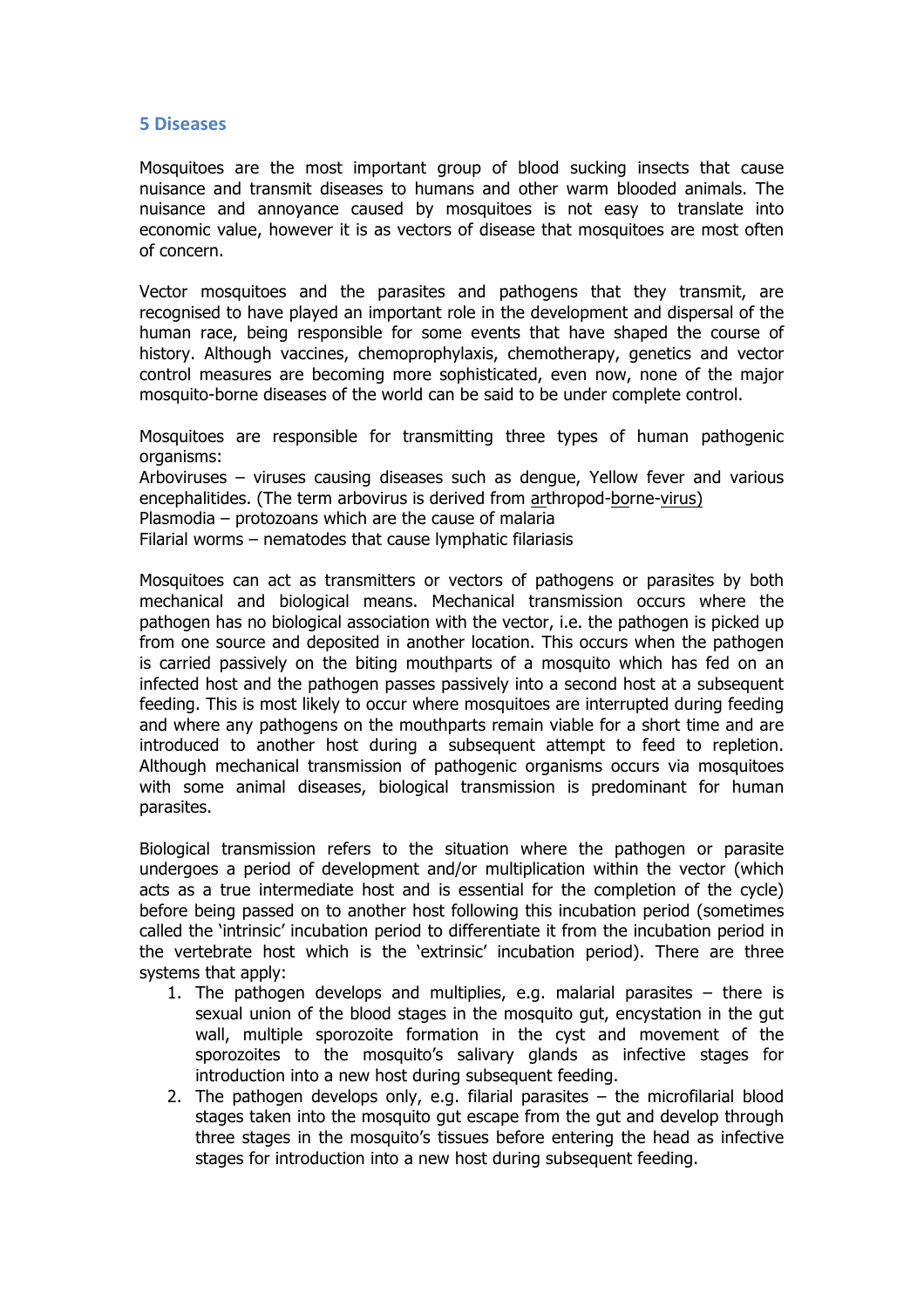## 5 Diseases

Mosquitoes are the most important group of blood sucking insects that cause nuisance and transmit diseases to humans and other warm blooded animals. The nuisance and annoyance caused by mosquitoes is not easy to translate into economic value, however it is as vectors of disease that mosquitoes are most often of concern.

Vector mosquitoes and the parasites and pathogens that they transmit, are recognised to have played an important role in the development and dispersal of the human race, being responsible for some events that have shaped the course of history. Although vaccines, chemoprophylaxis, chemotherapy, genetics and vector control measures are becoming more sophisticated, even now, none of the major mosquito-borne diseases of the world can be said to be under complete control.

Mosquitoes are responsible for transmitting three types of human pathogenic organisms:
Arboviruses – viruses causing diseases such as dengue, Yellow fever and various encephalitides. (The term arbovirus is derived from arthropod-borne-virus)
Plasmodia – protozoans which are the cause of malaria
Filarial worms – nematodes that cause lymphatic filariasis

Mosquitoes can act as transmitters or vectors of pathogens or parasites by both mechanical and biological means. Mechanical transmission occurs where the pathogen has no biological association with the vector, i.e. the pathogen is picked up from one source and deposited in another location. This occurs when the pathogen is carried passively on the biting mouthparts of a mosquito which has fed on an infected host and the pathogen passes passively into a second host at a subsequent feeding. This is most likely to occur where mosquitoes are interrupted during feeding and where any pathogens on the mouthparts remain viable for a short time and are introduced to another host during a subsequent attempt to feed to repletion. Although mechanical transmission of pathogenic organisms occurs via mosquitoes with some animal diseases, biological transmission is predominant for human parasites.

Biological transmission refers to the situation where the pathogen or parasite undergoes a period of development and/or multiplication within the vector (which acts as a true intermediate host and is essential for the completion of the cycle) before being passed on to another host following this incubation period (sometimes called the 'intrinsic' incubation period to differentiate it from the incubation period in the vertebrate host which is the 'extrinsic' incubation period). There are three systems that apply:

1. The pathogen develops and multiplies, e.g. malarial parasites – there is sexual union of the blood stages in the mosquito gut, encystation in the gut wall, multiple sporozoite formation in the cyst and movement of the sporozoites to the mosquito's salivary glands as infective stages for introduction into a new host during subsequent feeding.
2. The pathogen develops only, e.g. filarial parasites – the microfilarial blood stages taken into the mosquito gut escape from the gut and develop through three stages in the mosquito's tissues before entering the head as infective stages for introduction into a new host during subsequent feeding.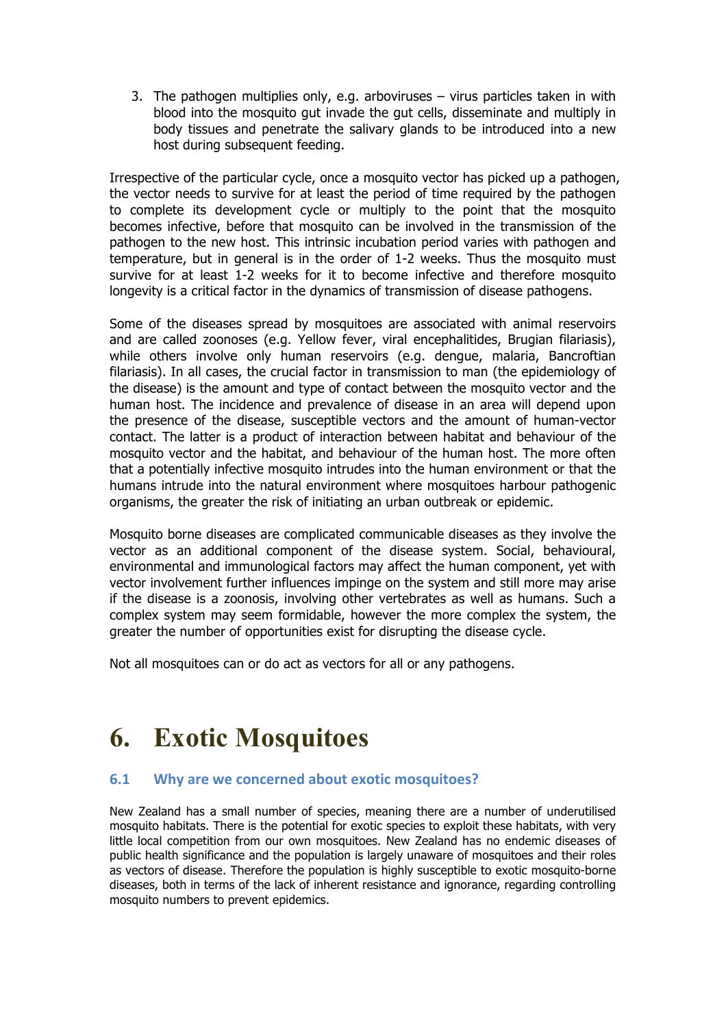3. The pathogen multiplies only, e.g. arboviruses – virus particles taken in with blood into the mosquito gut invade the gut cells, disseminate and multiply in body tissues and penetrate the salivary glands to be introduced into a new host during subsequent feeding.

Irrespective of the particular cycle, once a mosquito vector has picked up a pathogen, the vector needs to survive for at least the period of time required by the pathogen to complete its development cycle or multiply to the point that the mosquito becomes infective, before that mosquito can be involved in the transmission of the pathogen to the new host. This intrinsic incubation period varies with pathogen and temperature, but in general is in the order of 1-2 weeks. Thus the mosquito must survive for at least 1-2 weeks for it to become infective and therefore mosquito longevity is a critical factor in the dynamics of transmission of disease pathogens.

Some of the diseases spread by mosquitoes are associated with animal reservoirs and are called zoonoses (e.g. Yellow fever, viral encephalitides, Brugian filariasis), while others involve only human reservoirs (e.g. dengue, malaria, Bancroftian filariasis). In all cases, the crucial factor in transmission to man (the epidemiology of the disease) is the amount and type of contact between the mosquito vector and the human host. The incidence and prevalence of disease in an area will depend upon the presence of the disease, susceptible vectors and the amount of human-vector contact. The latter is a product of interaction between habitat and behaviour of the mosquito vector and the habitat, and behaviour of the human host. The more often that a potentially infective mosquito intrudes into the human environment or that the humans intrude into the natural environment where mosquitoes harbour pathogenic organisms, the greater the risk of initiating an urban outbreak or epidemic.

Mosquito borne diseases are complicated communicable diseases as they involve the vector as an additional component of the disease system. Social, behavioural, environmental and immunological factors may affect the human component, yet with vector involvement further influences impinge on the system and still more may arise if the disease is a zoonosis, involving other vertebrates as well as humans. Such a complex system may seem formidable, however the more complex the system, the greater the number of opportunities exist for disrupting the disease cycle.

Not all mosquitoes can or do act as vectors for all or any pathogens.

# 6. Exotic Mosquitoes

## 6.1 Why are we concerned about exotic mosquitoes?

New Zealand has a small number of species, meaning there are a number of underutilised mosquito habitats. There is the potential for exotic species to exploit these habitats, with very little local competition from our own mosquitoes. New Zealand has no endemic diseases of public health significance and the population is largely unaware of mosquitoes and their roles as vectors of disease. Therefore the population is highly susceptible to exotic mosquito-borne diseases, both in terms of the lack of inherent resistance and ignorance, regarding controlling mosquito numbers to prevent epidemics.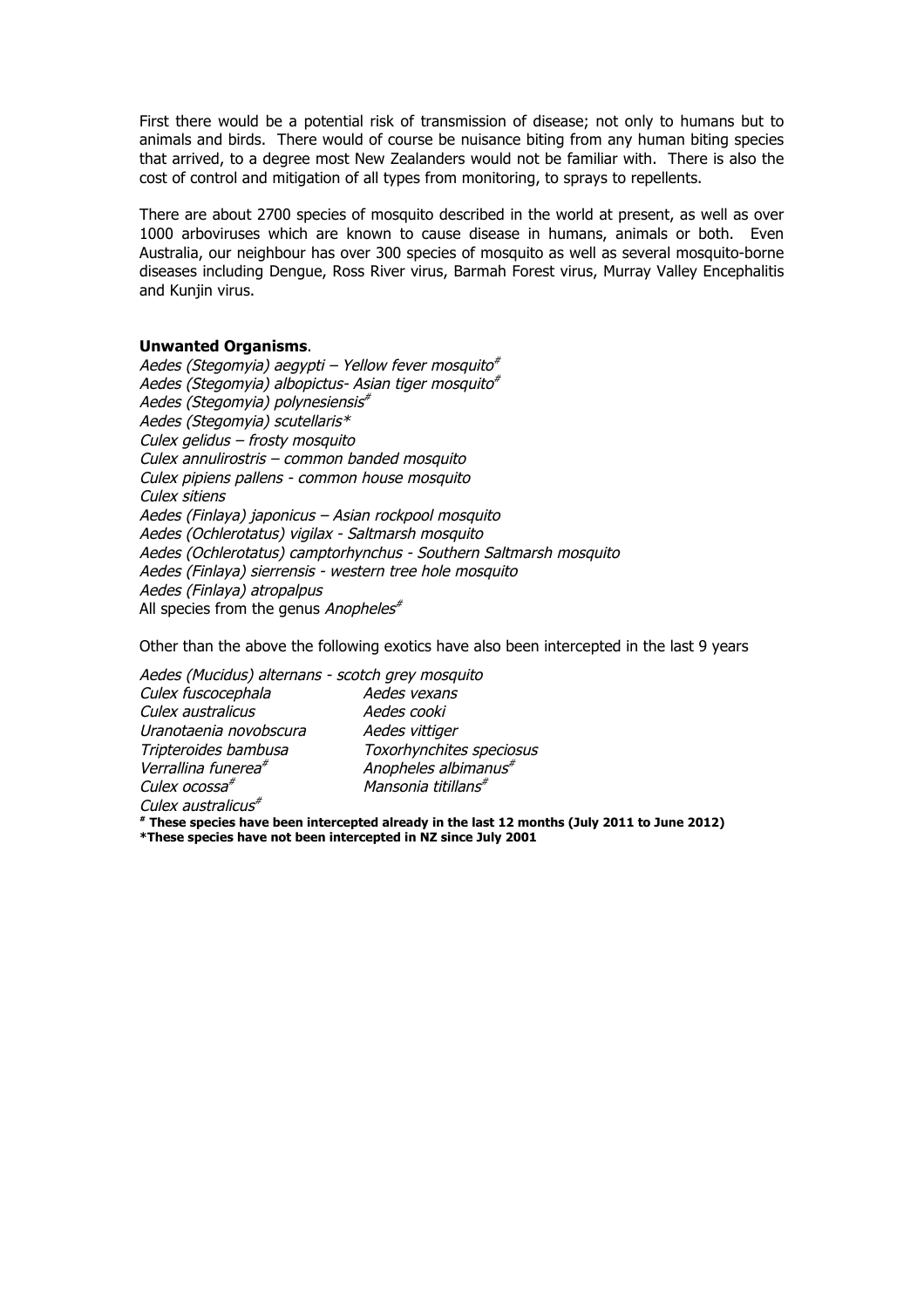First there would be a potential risk of transmission of disease; not only to humans but to animals and birds. There would of course be nuisance biting from any human biting species that arrived, to a degree most New Zealanders would not be familiar with. There is also the cost of control and mitigation of all types from monitoring, to sprays to repellents.

There are about 2700 species of mosquito described in the world at present, as well as over 1000 arboviruses which are known to cause disease in humans, animals or both. Even Australia, our neighbour has over 300 species of mosquito as well as several mosquito-borne diseases including Dengue, Ross River virus, Barmah Forest virus, Murray Valley Encephalitis and Kunjin virus.

**Unwanted Organisms**.

*Aedes (Stegomyia) aegypti – Yellow fever mosquito*#
*Aedes (Stegomyia) albopictus- Asian tiger mosquito*#
*Aedes (Stegomyia) polynesiensis*#
*Aedes (Stegomyia) scutellaris**
*Culex gelidus – frosty mosquito*
*Culex annulirostris – common banded mosquito*
*Culex pipiens pallens - common house mosquito*
*Culex sitiens*
*Aedes (Finlaya) japonicus – Asian rockpool mosquito*
*Aedes (Ochlerotatus) vigilax - Saltmarsh mosquito*
*Aedes (Ochlerotatus) camptorhynchus - Southern Saltmarsh mosquito*
*Aedes (Finlaya) sierrensis - western tree hole mosquito*
*Aedes (Finlaya) atropalpus*
All species from the genus *Anopheles*#

Other than the above the following exotics have also been intercepted in the last 9 years

*Aedes (Mucidus) alternans - scotch grey mosquito*
*Culex fuscocephala*
*Culex australicus*
*Uranotaenia novobscura*
*Tripteroides bambusa*
*Verrallina funerea*#
*Culex ocossa*#
*Culex australicus*#
*Aedes vexans*
*Aedes cooki*
*Aedes vittiger*
*Toxorhynchites speciosus*
*Anopheles albimanus*#
*Mansonia titillans*#

**# These species have been intercepted already in the last 12 months (July 2011 to June 2012)**
***These species have not been intercepted in NZ since July 2001**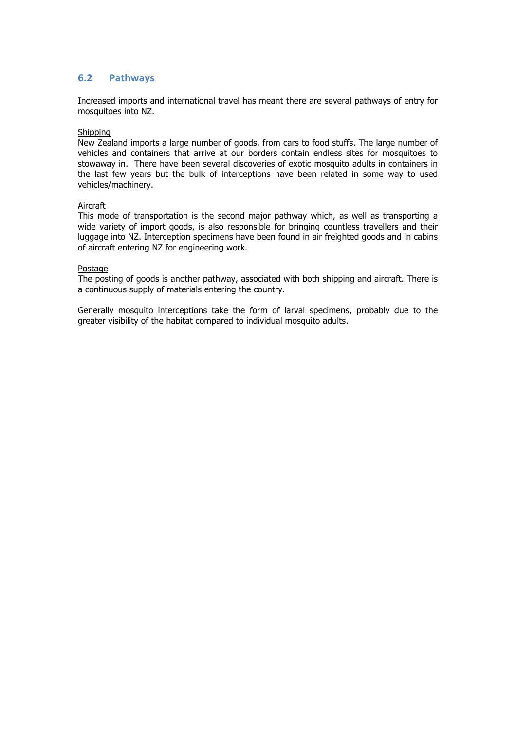## 6.2 Pathways

Increased imports and international travel has meant there are several pathways of entry for mosquitoes into NZ.

Shipping

New Zealand imports a large number of goods, from cars to food stuffs. The large number of vehicles and containers that arrive at our borders contain endless sites for mosquitoes to stowaway in. There have been several discoveries of exotic mosquito adults in containers in the last few years but the bulk of interceptions have been related in some way to used vehicles/machinery.

Aircraft

This mode of transportation is the second major pathway which, as well as transporting a wide variety of import goods, is also responsible for bringing countless travellers and their luggage into NZ. Interception specimens have been found in air freighted goods and in cabins of aircraft entering NZ for engineering work.

Postage

The posting of goods is another pathway, associated with both shipping and aircraft. There is a continuous supply of materials entering the country.

Generally mosquito interceptions take the form of larval specimens, probably due to the greater visibility of the habitat compared to individual mosquito adults.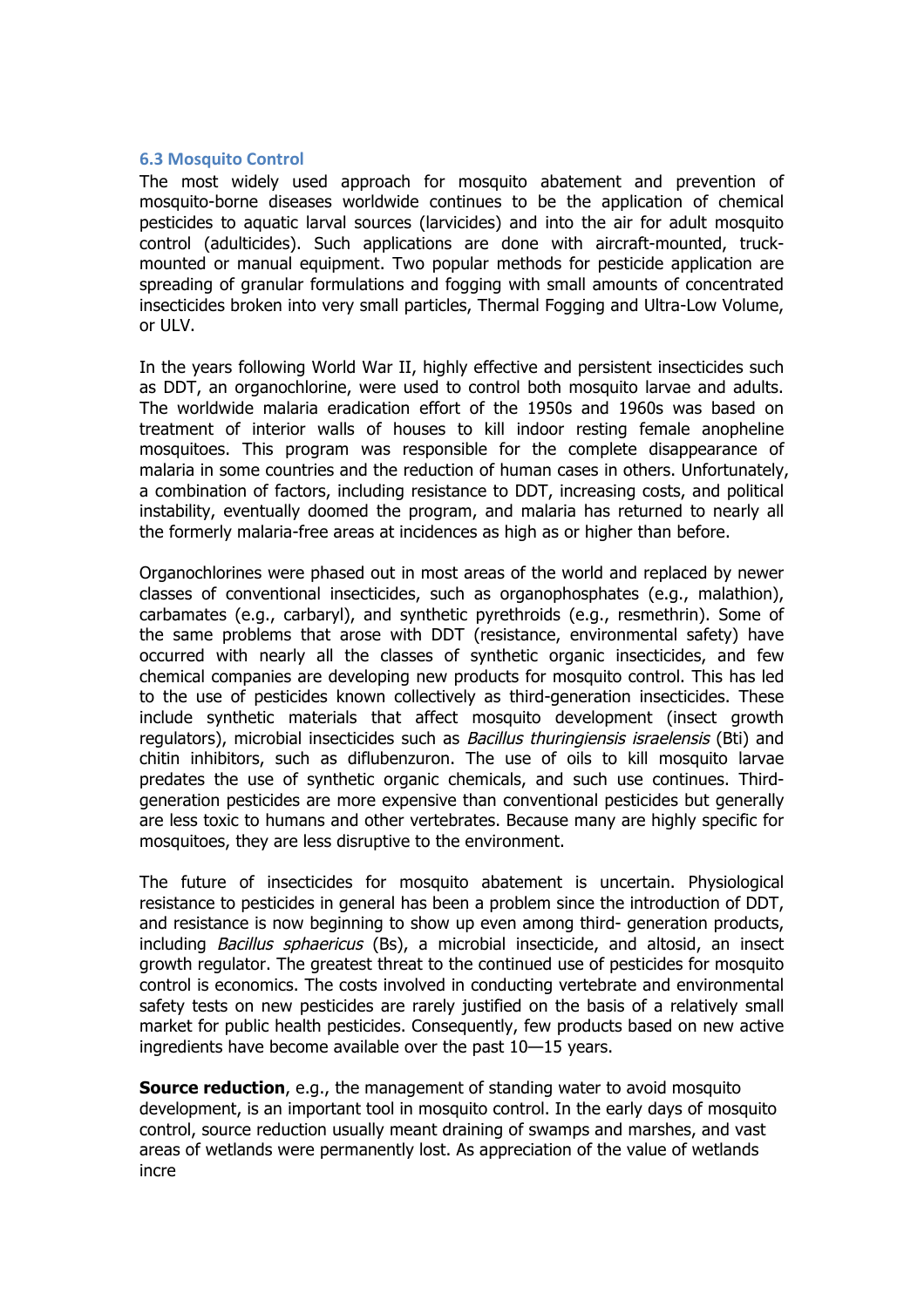### 6.3 Mosquito Control

The most widely used approach for mosquito abatement and prevention of mosquito-borne diseases worldwide continues to be the application of chemical pesticides to aquatic larval sources (larvicides) and into the air for adult mosquito control (adulticides). Such applications are done with aircraft-mounted, truck-mounted or manual equipment. Two popular methods for pesticide application are spreading of granular formulations and fogging with small amounts of concentrated insecticides broken into very small particles, Thermal Fogging and Ultra-Low Volume, or ULV.

In the years following World War II, highly effective and persistent insecticides such as DDT, an organochlorine, were used to control both mosquito larvae and adults. The worldwide malaria eradication effort of the 1950s and 1960s was based on treatment of interior walls of houses to kill indoor resting female anopheline mosquitoes. This program was responsible for the complete disappearance of malaria in some countries and the reduction of human cases in others. Unfortunately, a combination of factors, including resistance to DDT, increasing costs, and political instability, eventually doomed the program, and malaria has returned to nearly all the formerly malaria-free areas at incidences as high as or higher than before.

Organochlorines were phased out in most areas of the world and replaced by newer classes of conventional insecticides, such as organophosphates (e.g., malathion), carbamates (e.g., carbaryl), and synthetic pyrethroids (e.g., resmethrin). Some of the same problems that arose with DDT (resistance, environmental safety) have occurred with nearly all the classes of synthetic organic insecticides, and few chemical companies are developing new products for mosquito control. This has led to the use of pesticides known collectively as third-generation insecticides. These include synthetic materials that affect mosquito development (insect growth regulators), microbial insecticides such as *Bacillus thuringiensis israelensis* (Bti) and chitin inhibitors, such as diflubenzuron. The use of oils to kill mosquito larvae predates the use of synthetic organic chemicals, and such use continues. Third-generation pesticides are more expensive than conventional pesticides but generally are less toxic to humans and other vertebrates. Because many are highly specific for mosquitoes, they are less disruptive to the environment.

The future of insecticides for mosquito abatement is uncertain. Physiological resistance to pesticides in general has been a problem since the introduction of DDT, and resistance is now beginning to show up even among third- generation products, including *Bacillus sphaericus* (Bs), a microbial insecticide, and altosid, an insect growth regulator. The greatest threat to the continued use of pesticides for mosquito control is economics. The costs involved in conducting vertebrate and environmental safety tests on new pesticides are rarely justified on the basis of a relatively small market for public health pesticides. Consequently, few products based on new active ingredients have become available over the past 10—15 years.

**Source reduction**, e.g., the management of standing water to avoid mosquito development, is an important tool in mosquito control. In the early days of mosquito control, source reduction usually meant draining of swamps and marshes, and vast areas of wetlands were permanently lost. As appreciation of the value of wetlands incre